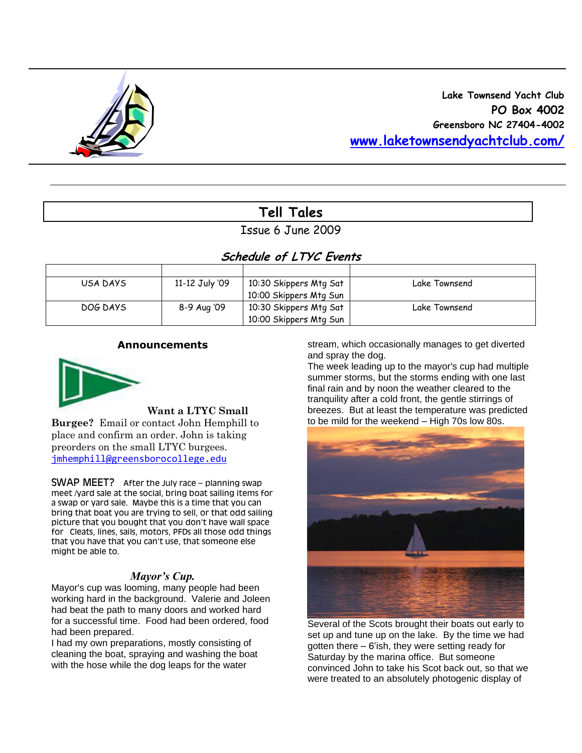Lake Townsend Yacht Club
PO Box 4002
Greensboro NC 27404-4002
www.laketownsendyachtclub.com/

# Tell Tales

Issue 6 June 2009

## Schedule of LTYC Events

| | | | |
|---|---|---|---|
| USA DAYS | 11-12 July '09 | 10:30 Skippers Mtg Sat<br>10:00 Skippers Mtg Sun | Lake Townsend |
| DOG DAYS | 8-9 Aug '09 | 10:30 Skippers Mtg Sat<br>10:00 Skippers Mtg Sun | Lake Townsend |

### Announcements

**Want a LTYC Small Burgee?** Email or contact John Hemphill to place and confirm an order. John is taking preorders on the small LTYC burgees. jmhemphill@greensborocollege.edu

SWAP MEET? After the July race – planning swap meet /yard sale at the social, bring boat sailing items for a swap or yard sale. Maybe this is a time that you can bring that boat you are trying to sell, or that odd sailing picture that you bought that you don't have wall space for Cleats, lines, sails, motors, PFDs all those odd things that you have that you can't use, that someone else might be able to.

### *Mayor's Cup.*

Mayor's cup was looming, many people had been working hard in the background. Valerie and Joleen had beat the path to many doors and worked hard for a successful time. Food had been ordered, food had been prepared.

I had my own preparations, mostly consisting of cleaning the boat, spraying and washing the boat with the hose while the dog leaps for the water stream, which occasionally manages to get diverted and spray the dog.

The week leading up to the mayor's cup had multiple summer storms, but the storms ending with one last final rain and by noon the weather cleared to the tranquility after a cold front, the gentle stirrings of breezes. But at least the temperature was predicted to be mild for the weekend – High 70s low 80s.

Several of the Scots brought their boats out early to set up and tune up on the lake. By the time we had gotten there – 6'ish, they were setting ready for Saturday by the marina office. But someone convinced John to take his Scot back out, so that we were treated to an absolutely photogenic display of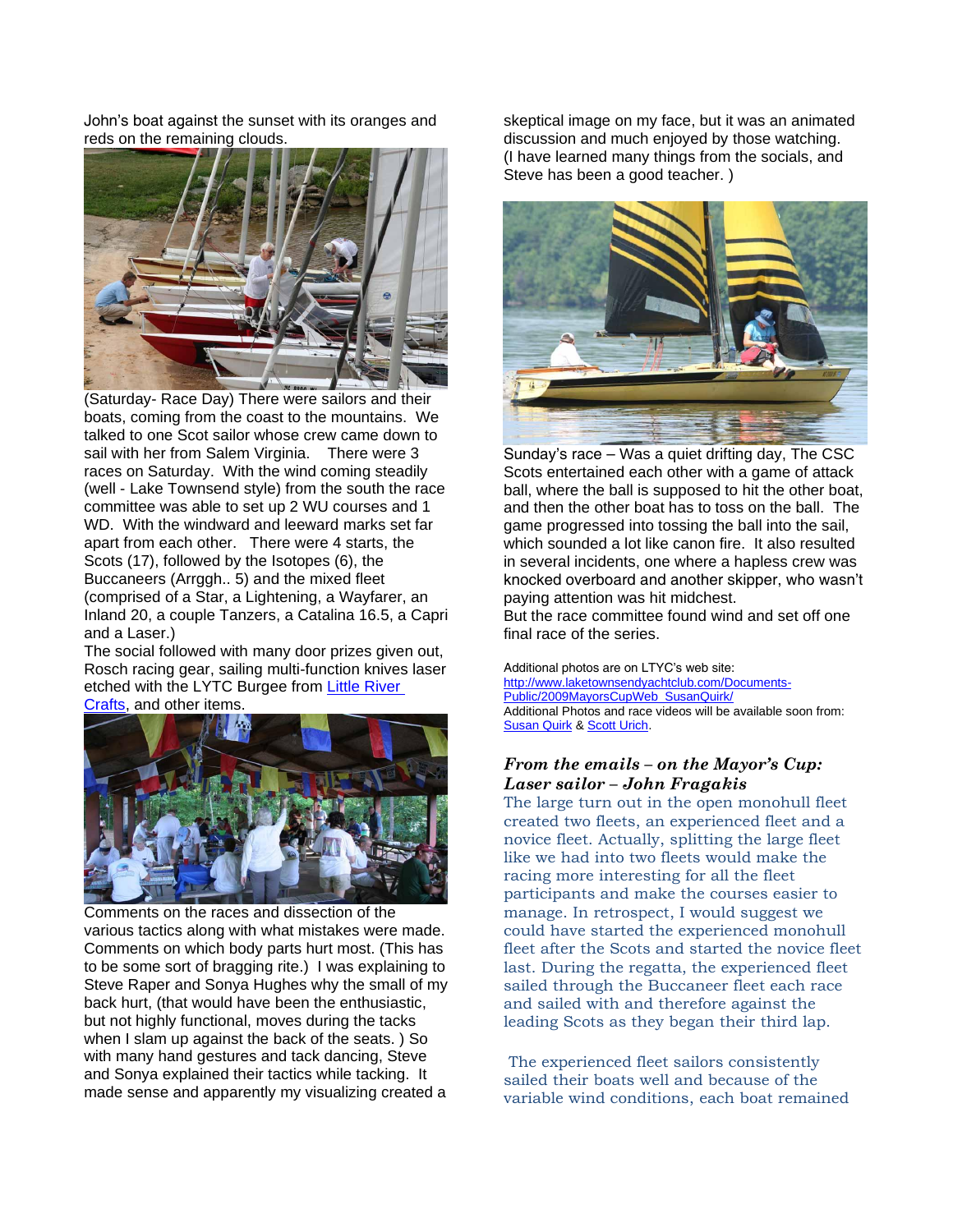John's boat against the sunset with its oranges and reds on the remaining clouds.

(Saturday- Race Day) There were sailors and their boats, coming from the coast to the mountains. We talked to one Scot sailor whose crew came down to sail with her from Salem Virginia. There were 3 races on Saturday. With the wind coming steadily (well - Lake Townsend style) from the south the race committee was able to set up 2 WU courses and 1 WD. With the windward and leeward marks set far apart from each other. There were 4 starts, the Scots (17), followed by the Isotopes (6), the Buccaneers (Arrggh.. 5) and the mixed fleet (comprised of a Star, a Lightening, a Wayfarer, an Inland 20, a couple Tanzers, a Catalina 16.5, a Capri and a Laser.)

The social followed with many door prizes given out, Rosch racing gear, sailing multi-function knives laser etched with the LYTC Burgee from [Little River Crafts](), and other items.

Comments on the races and dissection of the various tactics along with what mistakes were made. Comments on which body parts hurt most. (This has to be some sort of bragging rite.) I was explaining to Steve Raper and Sonya Hughes why the small of my back hurt, (that would have been the enthusiastic, but not highly functional, moves during the tacks when I slam up against the back of the seats. ) So with many hand gestures and tack dancing, Steve and Sonya explained their tactics while tacking. It made sense and apparently my visualizing created a skeptical image on my face, but it was an animated discussion and much enjoyed by those watching. (I have learned many things from the socials, and Steve has been a good teacher. )

Sunday's race – Was a quiet drifting day, The CSC Scots entertained each other with a game of attack ball, where the ball is supposed to hit the other boat, and then the other boat has to toss on the ball. The game progressed into tossing the ball into the sail, which sounded a lot like canon fire. It also resulted in several incidents, one where a hapless crew was knocked overboard and another skipper, who wasn't paying attention was hit midchest.

But the race committee found wind and set off one final race of the series.

Additional photos are on LTYC's web site:
[http://www.laketownsendyachtclub.com/Documents-Public/2009MayorsCupWeb_SusanQuirk/](http://www.laketownsendyachtclub.com/Documents-Public/2009MayorsCupWeb_SusanQuirk/)
Additional Photos and race videos will be available soon from: [Susan Quirk]() & [Scott Urich]().

### *From the emails – on the Mayor's Cup: Laser sailor – John Fragakis*

The large turn out in the open monohull fleet created two fleets, an experienced fleet and a novice fleet. Actually, splitting the large fleet like we had into two fleets would make the racing more interesting for all the fleet participants and make the courses easier to manage. In retrospect, I would suggest we could have started the experienced monohull fleet after the Scots and started the novice fleet last. During the regatta, the experienced fleet sailed through the Buccaneer fleet each race and sailed with and therefore against the leading Scots as they began their third lap.

The experienced fleet sailors consistently sailed their boats well and because of the variable wind conditions, each boat remained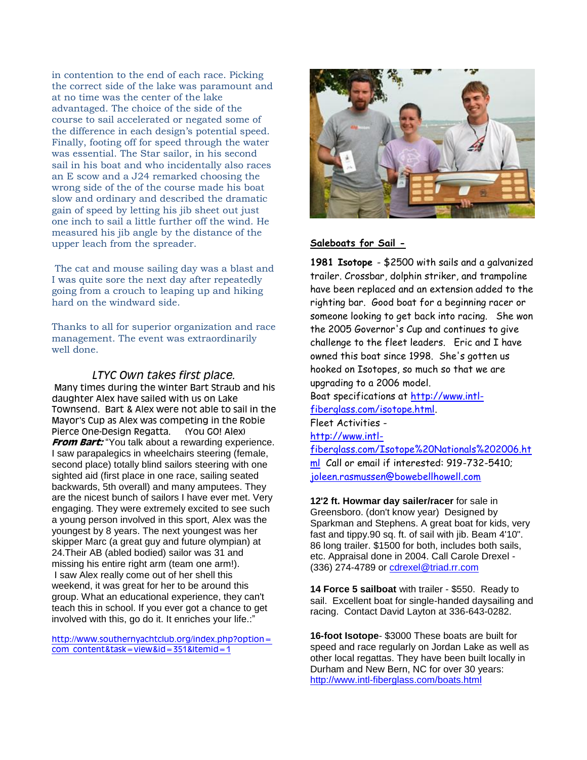in contention to the end of each race. Picking the correct side of the lake was paramount and at no time was the center of the lake advantaged. The choice of the side of the course to sail accelerated or negated some of the difference in each design's potential speed. Finally, footing off for speed through the water was essential. The Star sailor, in his second sail in his boat and who incidentally also races an E scow and a J24 remarked choosing the wrong side of the of the course made his boat slow and ordinary and described the dramatic gain of speed by letting his jib sheet out just one inch to sail a little further off the wind. He measured his jib angle by the distance of the upper leach from the spreader.

The cat and mouse sailing day was a blast and I was quite sore the next day after repeatedly going from a crouch to leaping up and hiking hard on the windward side.

Thanks to all for superior organization and race management. The event was extraordinarily well done.

### *LTYC Own takes first place.*

Many times during the winter Bart Straub and his daughter Alex have sailed with us on Lake Townsend. Bart & Alex were not able to sail in the Mayor's Cup as Alex was competing in the Robie Pierce One-Design Regatta. (You GO! Alex)

***From Bart:*** "You talk about a rewarding experience. I saw parapalegics in wheelchairs steering (female, second place) totally blind sailors steering with one sighted aid (first place in one race, sailing seated backwards, 5th overall) and many amputees. They are the nicest bunch of sailors I have ever met. Very engaging. They were extremely excited to see such a young person involved in this sport, Alex was the youngest by 8 years. The next youngest was her skipper Marc (a great guy and future olympian) at 24.Their AB (abled bodied) sailor was 31 and missing his entire right arm (team one arm!).

I saw Alex really come out of her shell this weekend, it was great for her to be around this group. What an educational experience, they can't teach this in school. If you ever got a chance to get involved with this, go do it. It enriches your life.:"

http://www.southernyachtclub.org/index.php?option=com_content&task=view&id=351&Itemid=1

## Saleboats for Sail -

**1981 Isotope** - $2500 with sails and a galvanized trailer. Crossbar, dolphin striker, and trampoline have been replaced and an extension added to the righting bar. Good boat for a beginning racer or someone looking to get back into racing. She won the 2005 Governor's Cup and continues to give challenge to the fleet leaders. Eric and I have owned this boat since 1998. She's gotten us hooked on Isotopes, so much so that we are upgrading to a 2006 model.
Boat specifications at http://www.intl-fiberglass.com/isotope.html.
Fleet Activities - http://www.intl-fiberglass.com/Isotope%20Nationals%202006.html Call or email if interested: 919-732-5410; joleen.rasmussen@bowebellhowell.com

**12'2 ft. Howmar day sailer/racer** for sale in Greensboro. (don't know year) Designed by Sparkman and Stephens. A great boat for kids, very fast and tippy.90 sq. ft. of sail with jib. Beam 4'10". 86 long trailer. $1500 for both, includes both sails, etc. Appraisal done in 2004. Call Carole Drexel - (336) 274-4789 or cdrexel@triad.rr.com

**14 Force 5 sailboat** with trailer - $550. Ready to sail. Excellent boat for single-handed daysailing and racing. Contact David Layton at 336-643-0282.

**16-foot Isotope**- $3000 These boats are built for speed and race regularly on Jordan Lake as well as other local regattas. They have been built locally in Durham and New Bern, NC for over 30 years: http://www.intl-fiberglass.com/boats.html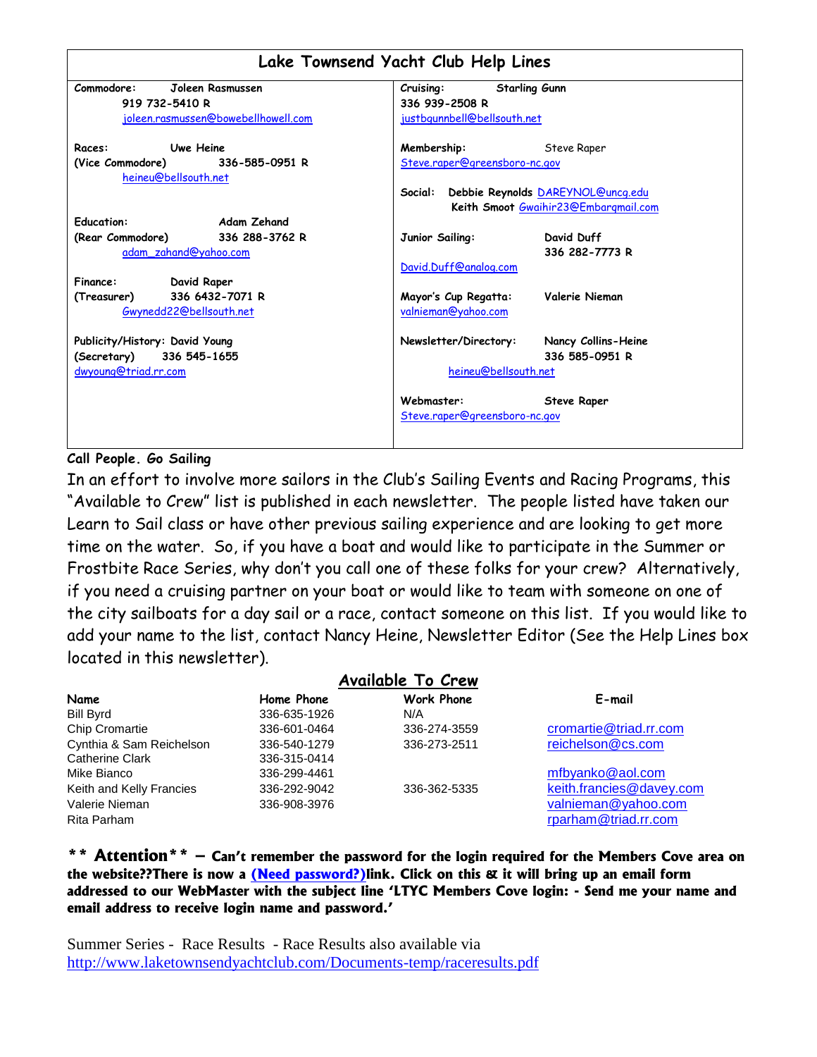## Lake Townsend Yacht Club Help Lines

**Commodore:** Joleen Rasmussen
919 732-5410 R
joleen.rasmussen@bowebellhowell.com

**Races:** Uwe Heine
**(Vice Commodore)** 336-585-0951 R
heineu@bellsouth.net

**Education:** Adam Zehand
**(Rear Commodore)** 336 288-3762 R
adam_zahand@yahoo.com

**Finance:** David Raper
**(Treasurer)** 336 6432-7071 R
Gwynedd22@bellsouth.net

**Publicity/History:** David Young
**(Secretary)** 336 545-1655
dwyoung@triad.rr.com

**Cruising:** Starling Gunn
336 939-2508 R
justbgunnbell@bellsouth.net

**Membership:** Steve Raper
Steve.raper@greensboro-nc.gov

**Social:** Debbie Reynolds DAREYNOL@uncg.edu
Keith Smoot Gwaihir23@Embarqmail.com

**Junior Sailing:** David Duff
336 282-7773 R
David.Duff@analog.com

**Mayor's Cup Regatta:** Valerie Nieman
valnieman@yahoo.com

**Newsletter/Directory:** Nancy Collins-Heine
336 585-0951 R
heineu@bellsouth.net

**Webmaster:** Steve Raper
Steve.raper@greensboro-nc.gov

**Call People. Go Sailing**

In an effort to involve more sailors in the Club's Sailing Events and Racing Programs, this "Available to Crew" list is published in each newsletter. The people listed have taken our Learn to Sail class or have other previous sailing experience and are looking to get more time on the water. So, if you have a boat and would like to participate in the Summer or Frostbite Race Series, why don't you call one of these folks for your crew? Alternatively, if you need a cruising partner on your boat or would like to team with someone on one of the city sailboats for a day sail or a race, contact someone on this list. If you would like to add your name to the list, contact Nancy Heine, Newsletter Editor (See the Help Lines box located in this newsletter).

## Available To Crew

| Name | Home Phone | Work Phone | E-mail |
|---|---|---|---|
| Bill Byrd | 336-635-1926 | N/A | |
| Chip Cromartie | 336-601-0464 | 336-274-3559 | cromartie@triad.rr.com |
| Cynthia & Sam Reichelson | 336-540-1279 | 336-273-2511 | reichelson@cs.com |
| Catherine Clark | 336-315-0414 | | |
| Mike Bianco | 336-299-4461 | | mfbyanko@aol.com |
| Keith and Kelly Francies | 336-292-9042 | 336-362-5335 | keith.francies@davey.com |
| Valerie Nieman | 336-908-3976 | | valnieman@yahoo.com |
| Rita Parham | | | rparham@triad.rr.com |

**\*\* Attention\*\* – Can't remember the password for the login required for the Members Cove area on the website??There is now a (Need password?)link. Click on this & it will bring up an email form addressed to our WebMaster with the subject line 'LTYC Members Cove login: - Send me your name and email address to receive login name and password.'**

Summer Series - Race Results - Race Results also available via
http://www.laketownsendyachtclub.com/Documents-temp/raceresults.pdf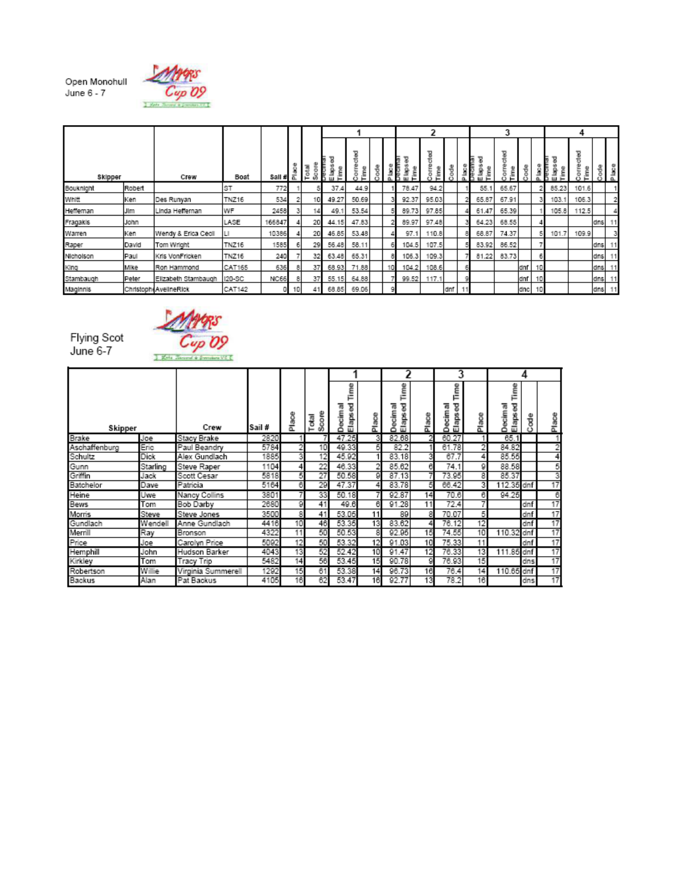Open Monohull
June 6 - 7

Mayors Cup 09

| Skipper | | Crew | Boat | Sail # | Place | Total Score | 1 | | | | 2 | | | | 3 | | | | 4 | | | |
|---|---|---|---|---|---|---|---|---|---|---|---|---|---|---|---|---|---|---|---|---|---|---|
| | | | | | | | Decimal Elapsed Time | Corrected Time | Code | Place | Decimal Elapsed Time | Corrected Time | Code | Place | Decimal Elapsed Time | Corrected Time | Code | Place | Decimal Elapsed Time | Corrected Time | Code | Place |
| Bouknight | Robert | | ST | 772 | 1 | 5 | 37.4 | 44.9 | | 1 | 78.47 | 94.2 | | 1 | 55.1 | 65.67 | | 2 | 85.23 | 101.6 | | 1 |
| Whitt | Ken | Des Runyan | TNZ16 | 534 | 2 | 10 | 49.27 | 50.69 | | 3 | 92.37 | 95.03 | | 2 | 65.87 | 67.91 | | 3 | 103.1 | 106.3 | | 2 |
| Heffernan | Jim | Linda Heffernan | WF | 2458 | 3 | 14 | 49.1 | 53.54 | | 5 | 89.73 | 97.85 | | 4 | 61.47 | 65.39 | | 1 | 105.8 | 112.5 | | 4 |
| Fragakis | John | | LASE | 166847 | 4 | 20 | 44.15 | 47.83 | | 2 | 89.97 | 97.48 | | 3 | 64.23 | 68.55 | | 4 | | | dns | 11 |
| Warren | Ken | Wendy & Erica Cecil | LI | 10386 | 4 | 20 | 46.85 | 53.48 | | 4 | 97.1 | 110.8 | | 8 | 68.87 | 74.37 | | 5 | 101.7 | 109.9 | | 3 |
| Raper | David | Tom Wright | TNZ16 | 1585 | 6 | 29 | 56.48 | 58.11 | | 6 | 104.5 | 107.5 | | 5 | 83.92 | 86.52 | | 7 | | | dns | 11 |
| Nicholson | Paul | Kris VonFricken | TNZ16 | 240 | 7 | 32 | 63.48 | 65.31 | | 8 | 106.3 | 109.3 | | 7 | 81.22 | 83.73 | | 6 | | | dns | 11 |
| King | Mike | Ron Hammond | CAT165 | 636 | 8 | 37 | 68.93 | 71.88 | | 10 | 104.2 | 108.6 | | 6 | | | dnf | 10 | | | dns | 11 |
| Stambaugh | Peter | Elizabeth Stambaugh | I20-SC | NC66 | 8 | 37 | 55.15 | 64.88 | | 7 | 99.52 | 117.1 | | 9 | | | dnf | 10 | | | dns | 11 |
| MagInnis | Christophe | AvelineRick | CAT142 | 0 | 10 | 41 | 68.85 | 69.06 | | 9 | | | dnf | 11 | | | dnc | 10 | | | dns | 11 |

Flying Scot
June 6-7

Mayors Cup 09

| Skipper | | Crew | Sail # | Place | Total Score | 1 | | 2 | | 3 | | 4 | | |
|---|---|---|---|---|---|---|---|---|---|---|---|---|---|---|
| | | | | | | Decimal Elapsed Time | Place | Decimal Elapsed Time | Place | Decimal Elapsed Time | Place | Decimal Elapsed Time | Code | Place |
| Brake | Joe | Stacy Brake | 2820 | 1 | 7 | 47.25 | 3 | 82.68 | 2 | 60.27 | 1 | 65.1 | | 1 |
| Aschaffenburg | Eric | Paul Beandry | 5784 | 2 | 10 | 49.33 | 5 | 82.2 | 1 | 61.78 | 2 | 84.82 | | 2 |
| Schultz | Dick | Alex Gundlach | 1865 | 3 | 12 | 45.92 | 1 | 83.18 | 3 | 67.7 | 4 | 85.55 | | 4 |
| Gunn | Starling | Steve Raper | 1104 | 4 | 22 | 46.33 | 2 | 85.62 | 6 | 74.1 | 9 | 88.58 | | 5 |
| Griffin | Jack | Scott Cesar | 5818 | 5 | 27 | 50.58 | 9 | 87.13 | 7 | 73.95 | 8 | 85.37 | | 3 |
| Batchelor | Dave | Patricia | 5164 | 6 | 29 | 47.37 | 4 | 83.78 | 5 | 66.42 | 3 | 112.35 | dnf | 17 |
| Heine | Uwe | Nancy Collins | 3801 | 7 | 33 | 50.18 | 7 | 92.87 | 14 | 70.6 | 6 | 94.25 | | 6 |
| Bews | Tom | Bob Darby | 2680 | 9 | 41 | 49.6 | 6 | 91.28 | 11 | 72.4 | 7 | | dnf | 17 |
| Morris | Steve | Steve Jones | 3500 | 8 | 41 | 53.05 | 11 | 89 | 8 | 70.07 | 5 | | dnf | 17 |
| Gundlach | Wendell | Anne Gundlach | 4416 | 10 | 46 | 53.35 | 13 | 83.62 | 4 | 76.12 | 12 | | dnf | 17 |
| Merrill | Ray | Bronson | 4322 | 11 | 50 | 50.53 | 8 | 92.95 | 15 | 74.55 | 10 | 110.32 | dnf | 17 |
| Price | Joe | Carolyn Price | 5092 | 12 | 50 | 53.32 | 12 | 91.03 | 10 | 75.33 | 11 | | dnf | 17 |
| Hemphill | John | Hudson Barker | 4043 | 13 | 52 | 52.42 | 10 | 91.47 | 12 | 76.33 | 13 | 111.85 | dnf | 17 |
| Kirkley | Tom | Tracy Trip | 5482 | 14 | 56 | 53.45 | 15 | 90.78 | 9 | 76.93 | 15 | | dns | 17 |
| Robertson | Willie | Virginia Summerell | 1292 | 15 | 61 | 53.38 | 14 | 96.73 | 16 | 76.4 | 14 | 110.65 | dnf | 17 |
| Backus | Alan | Pat Backus | 4105 | 16 | 62 | 53.47 | 16 | 92.77 | 13 | 78.2 | 16 | | dns | 17 |